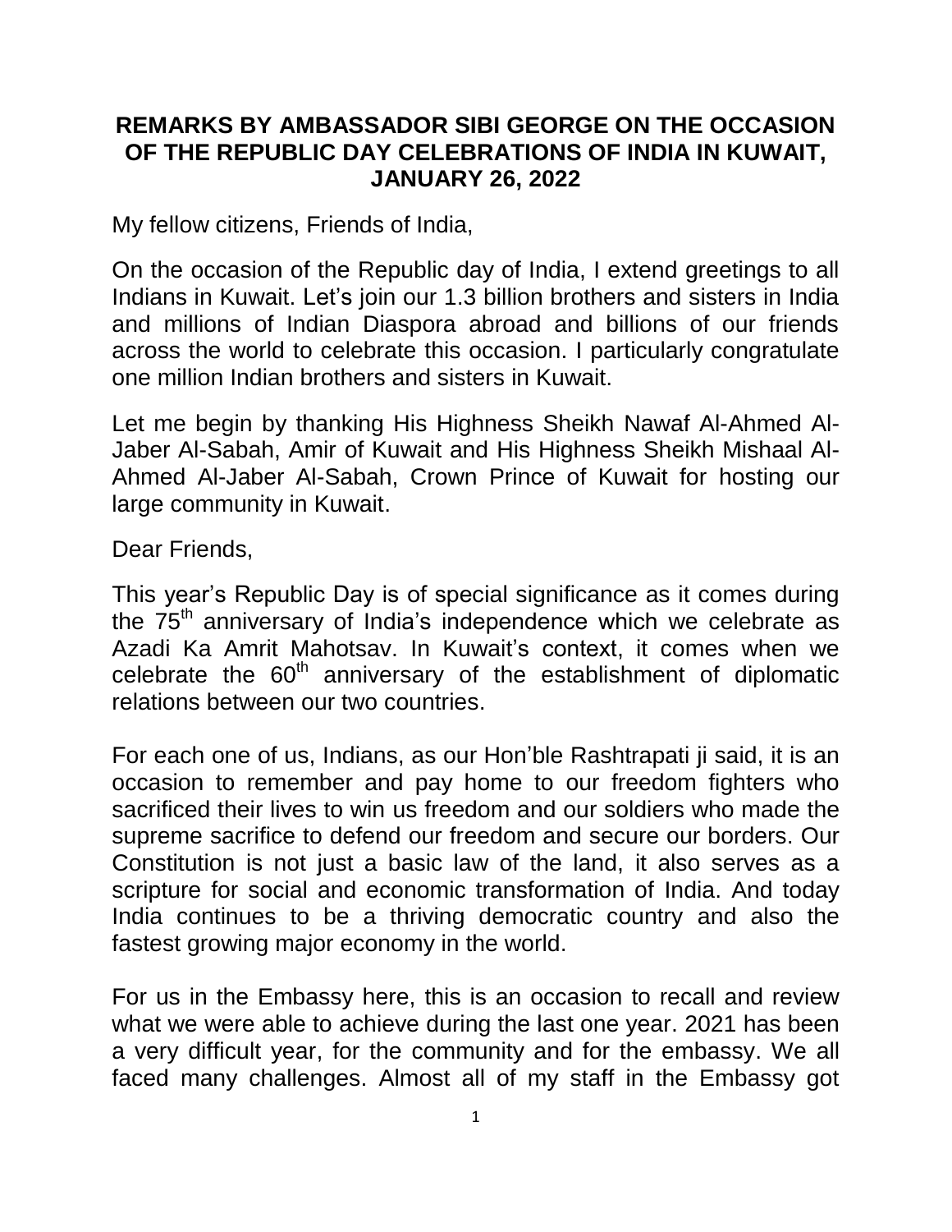# REMARKS BY AMBASSADOR SIBI GEORGE ON THE OCCASION OF THE REPUBLIC DAY CELEBRATIONS OF INDIA IN KUWAIT, JANUARY 26, 2022

My fellow citizens, Friends of India,

On the occasion of the Republic day of India, I extend greetings to all Indians in Kuwait. Let's join our 1.3 billion brothers and sisters in India and millions of Indian Diaspora abroad and billions of our friends across the world to celebrate this occasion. I particularly congratulate one million Indian brothers and sisters in Kuwait.

Let me begin by thanking His Highness Sheikh Nawaf Al-Ahmed Al-Jaber Al-Sabah, Amir of Kuwait and His Highness Sheikh Mishaal Al-Ahmed Al-Jaber Al-Sabah, Crown Prince of Kuwait for hosting our large community in Kuwait.

Dear Friends,

This year's Republic Day is of special significance as it comes during the 75th anniversary of India's independence which we celebrate as Azadi Ka Amrit Mahotsav. In Kuwait's context, it comes when we celebrate the 60th anniversary of the establishment of diplomatic relations between our two countries.

For each one of us, Indians, as our Hon'ble Rashtrapati ji said, it is an occasion to remember and pay home to our freedom fighters who sacrificed their lives to win us freedom and our soldiers who made the supreme sacrifice to defend our freedom and secure our borders. Our Constitution is not just a basic law of the land, it also serves as a scripture for social and economic transformation of India. And today India continues to be a thriving democratic country and also the fastest growing major economy in the world.

For us in the Embassy here, this is an occasion to recall and review what we were able to achieve during the last one year. 2021 has been a very difficult year, for the community and for the embassy. We all faced many challenges. Almost all of my staff in the Embassy got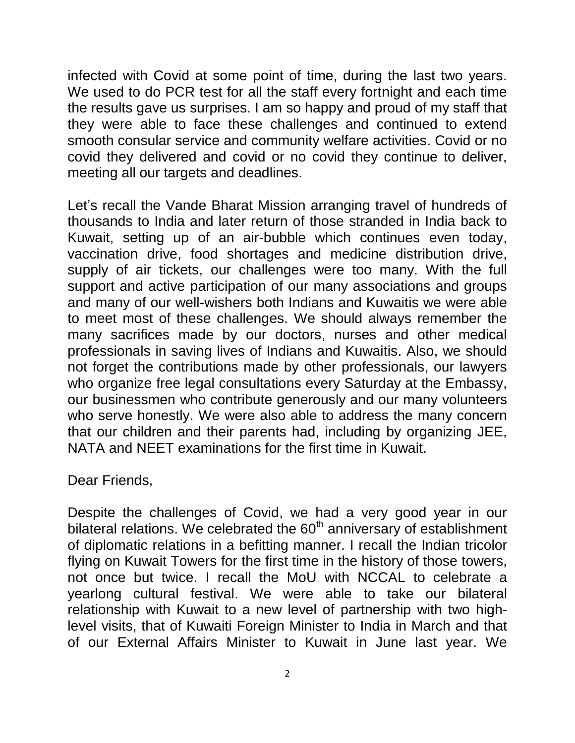infected with Covid at some point of time, during the last two years. We used to do PCR test for all the staff every fortnight and each time the results gave us surprises. I am so happy and proud of my staff that they were able to face these challenges and continued to extend smooth consular service and community welfare activities. Covid or no covid they delivered and covid or no covid they continue to deliver, meeting all our targets and deadlines.

Let's recall the Vande Bharat Mission arranging travel of hundreds of thousands to India and later return of those stranded in India back to Kuwait, setting up of an air-bubble which continues even today, vaccination drive, food shortages and medicine distribution drive, supply of air tickets, our challenges were too many. With the full support and active participation of our many associations and groups and many of our well-wishers both Indians and Kuwaitis we were able to meet most of these challenges. We should always remember the many sacrifices made by our doctors, nurses and other medical professionals in saving lives of Indians and Kuwaitis. Also, we should not forget the contributions made by other professionals, our lawyers who organize free legal consultations every Saturday at the Embassy, our businessmen who contribute generously and our many volunteers who serve honestly. We were also able to address the many concern that our children and their parents had, including by organizing JEE, NATA and NEET examinations for the first time in Kuwait.

Dear Friends,

Despite the challenges of Covid, we had a very good year in our bilateral relations. We celebrated the 60th anniversary of establishment of diplomatic relations in a befitting manner. I recall the Indian tricolor flying on Kuwait Towers for the first time in the history of those towers, not once but twice. I recall the MoU with NCCAL to celebrate a yearlong cultural festival. We were able to take our bilateral relationship with Kuwait to a new level of partnership with two high-level visits, that of Kuwaiti Foreign Minister to India in March and that of our External Affairs Minister to Kuwait in June last year. We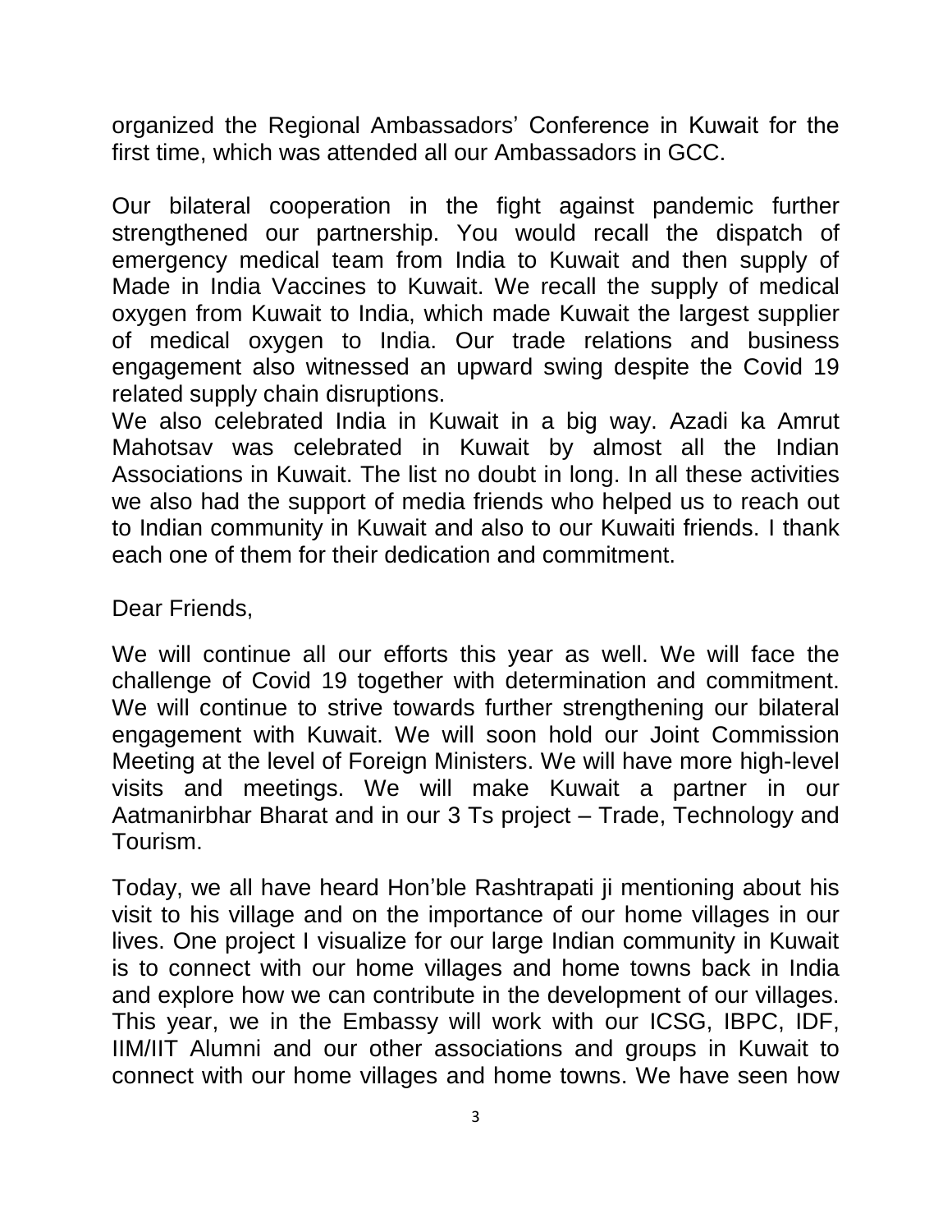organized the Regional Ambassadors' Conference in Kuwait for the first time, which was attended all our Ambassadors in GCC.

Our bilateral cooperation in the fight against pandemic further strengthened our partnership. You would recall the dispatch of emergency medical team from India to Kuwait and then supply of Made in India Vaccines to Kuwait. We recall the supply of medical oxygen from Kuwait to India, which made Kuwait the largest supplier of medical oxygen to India. Our trade relations and business engagement also witnessed an upward swing despite the Covid 19 related supply chain disruptions.
We also celebrated India in Kuwait in a big way. Azadi ka Amrut Mahotsav was celebrated in Kuwait by almost all the Indian Associations in Kuwait. The list no doubt in long. In all these activities we also had the support of media friends who helped us to reach out to Indian community in Kuwait and also to our Kuwaiti friends. I thank each one of them for their dedication and commitment.

Dear Friends,

We will continue all our efforts this year as well. We will face the challenge of Covid 19 together with determination and commitment. We will continue to strive towards further strengthening our bilateral engagement with Kuwait. We will soon hold our Joint Commission Meeting at the level of Foreign Ministers. We will have more high-level visits and meetings. We will make Kuwait a partner in our Aatmanirbhar Bharat and in our 3 Ts project – Trade, Technology and Tourism.

Today, we all have heard Hon'ble Rashtrapati ji mentioning about his visit to his village and on the importance of our home villages in our lives. One project I visualize for our large Indian community in Kuwait is to connect with our home villages and home towns back in India and explore how we can contribute in the development of our villages. This year, we in the Embassy will work with our ICSG, IBPC, IDF, IIM/IIT Alumni and our other associations and groups in Kuwait to connect with our home villages and home towns. We have seen how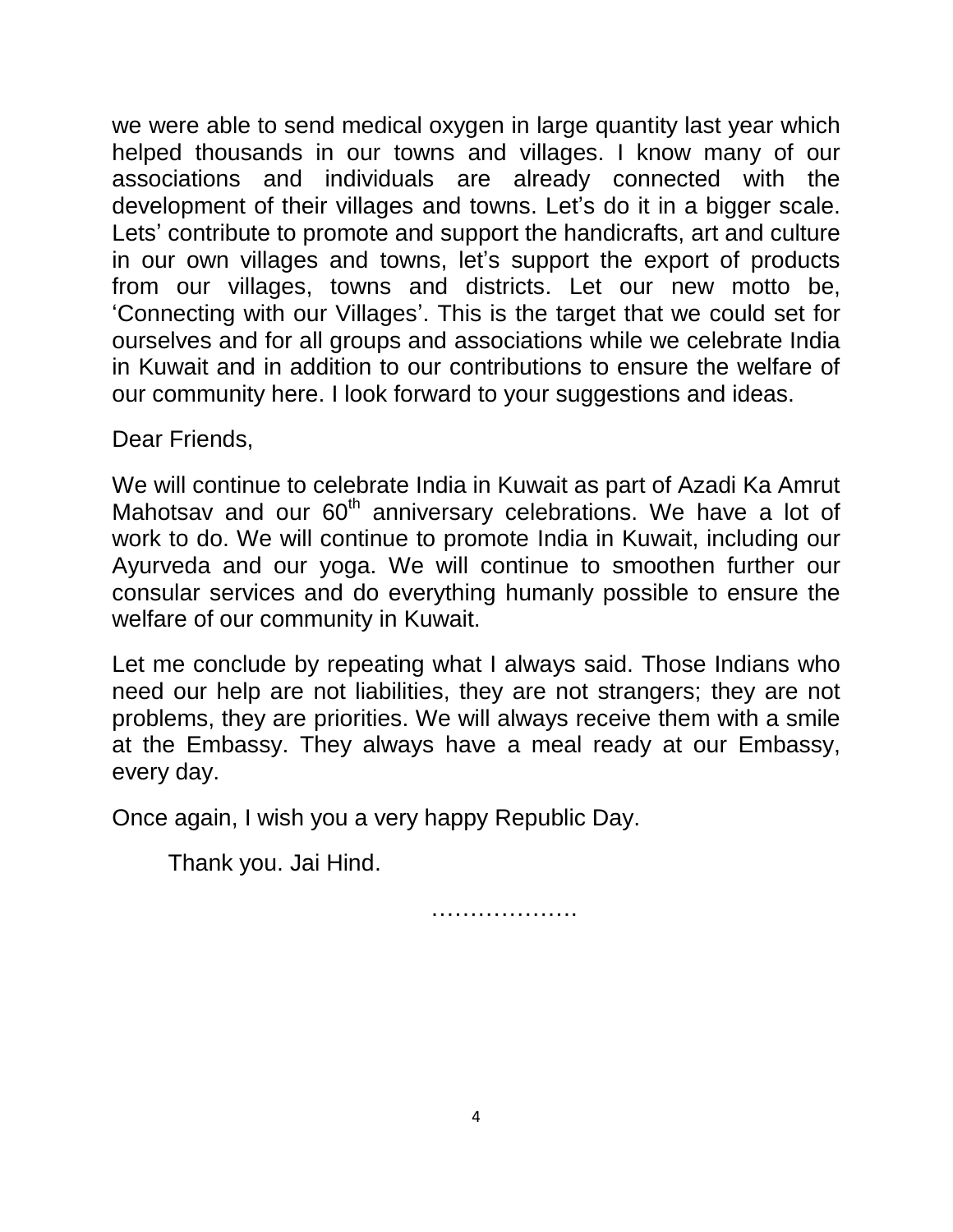we were able to send medical oxygen in large quantity last year which helped thousands in our towns and villages. I know many of our associations and individuals are already connected with the development of their villages and towns. Let's do it in a bigger scale. Lets' contribute to promote and support the handicrafts, art and culture in our own villages and towns, let's support the export of products from our villages, towns and districts. Let our new motto be, 'Connecting with our Villages'. This is the target that we could set for ourselves and for all groups and associations while we celebrate India in Kuwait and in addition to our contributions to ensure the welfare of our community here. I look forward to your suggestions and ideas.

Dear Friends,

We will continue to celebrate India in Kuwait as part of Azadi Ka Amrut Mahotsav and our 60th anniversary celebrations. We have a lot of work to do. We will continue to promote India in Kuwait, including our Ayurveda and our yoga. We will continue to smoothen further our consular services and do everything humanly possible to ensure the welfare of our community in Kuwait.

Let me conclude by repeating what I always said. Those Indians who need our help are not liabilities, they are not strangers; they are not problems, they are priorities. We will always receive them with a smile at the Embassy. They always have a meal ready at our Embassy, every day.

Once again, I wish you a very happy Republic Day.

Thank you. Jai Hind.

……………….